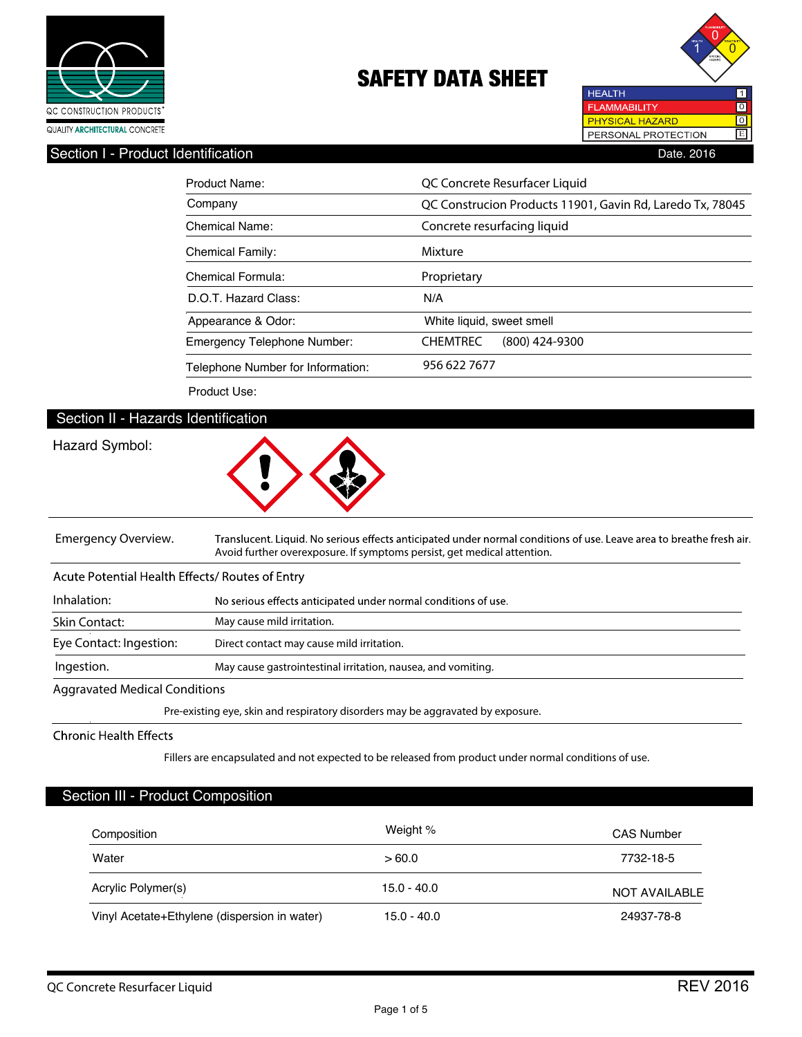QC CONSTRUCTION PRODUCTS®

QUALITY ARCHITECTURAL CONCRETE

# SAFETY DATA SHEET

| | |
|---|---|
| HEALTH | 1 |
| FLAMMABILITY | 0 |
| PHYSICAL HAZARD | 0 |
| PERSONAL PROTECTION | E |

## Section I - Product Identification

Date. 2016

| | |
|---|---|
| Product Name: | QC Concrete Resurfacer Liquid |
| Company | QC Construcion Products 11901, Gavin Rd, Laredo Tx, 78045 |
| Chemical Name: | Concrete resurfacing liquid |
| Chemical Family: | Mixture |
| Chemical Formula: | Proprietary |
| D.O.T. Hazard Class: | N/A |
| Appearance & Odor: | White liquid, sweet smell |
| Emergency Telephone Number: | CHEMTREC (800) 424-9300 |
| Telephone Number for Information: | 956 622 7677 |
| Product Use: | |

## Section II - Hazards Identification

Hazard Symbol:

| | |
|---|---|
| Emergency Overview. | Translucent. Liquid. No serious effects anticipated under normal conditions of use. Leave area to breathe fresh air. Avoid further overexposure. If symptoms persist, get medical attention. |

Acute Potential Health Effects/ Routes of Entry

| | |
|---|---|
| Inhalation: | No serious effects anticipated under normal conditions of use. |
| Skin Contact: | May cause mild irritation. |
| Eye Contact: Ingestion: | Direct contact may cause mild irritation. |
| Ingestion. | May cause gastrointestinal irritation, nausea, and vomiting. |

Aggravated Medical Conditions

Pre-existing eye, skin and respiratory disorders may be aggravated by exposure.

Chronic Health Effects

Fillers are encapsulated and not expected to be released from product under normal conditions of use.

## Section III - Product Composition

| Composition | Weight % | CAS Number |
|---|---|---|
| Water | > 60.0 | 7732-18-5 |
| Acrylic Polymer(s) | 15.0 - 40.0 | NOT AVAILABLE |
| Vinyl Acetate+Ethylene (dispersion in water) | 15.0 - 40.0 | 24937-78-8 |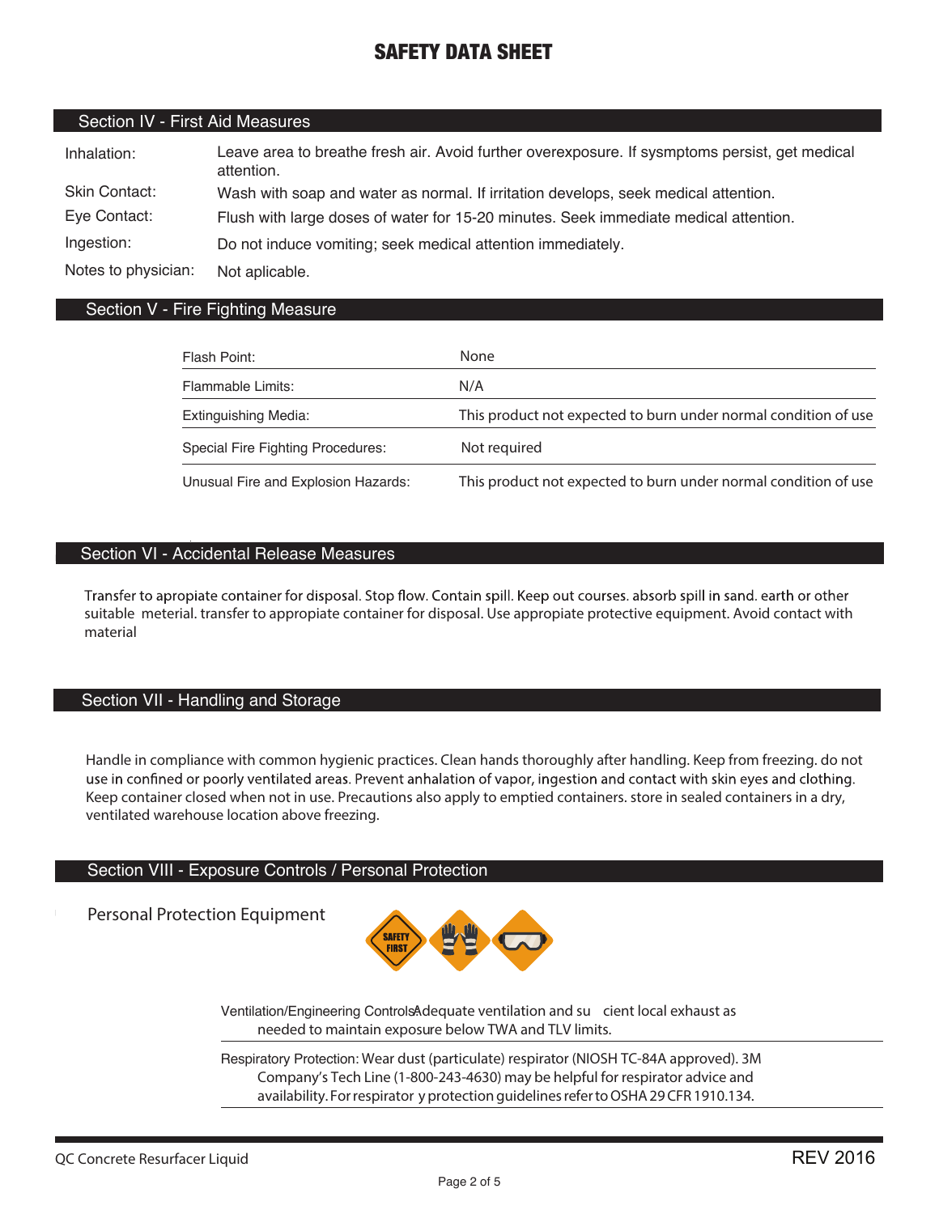# SAFETY DATA SHEET

## Section IV - First Aid Measures

| | |
|---|---|
| Inhalation: | Leave area to breathe fresh air. Avoid further overexposure. If sysmptoms persist, get medical attention. |
| Skin Contact: | Wash with soap and water as normal. If irritation develops, seek medical attention. |
| Eye Contact: | Flush with large doses of water for 15-20 minutes. Seek immediate medical attention. |
| Ingestion: | Do not induce vomiting; seek medical attention immediately. |
| Notes to physician: | Not aplicable. |

## Section V - Fire Fighting Measure

| | |
|---|---|
| Flash Point: | None |
| Flammable Limits: | N/A |
| Extinguishing Media: | This product not expected to burn under normal condition of use |
| Special Fire Fighting Procedures: | Not required |
| Unusual Fire and Explosion Hazards: | This product not expected to burn under normal condition of use |

## Section VI - Accidental Release Measures

Transfer to apropiate container for disposal. Stop flow. Contain spill. Keep out courses. absorb spill in sand. earth or other suitable meterial. transfer to appropiate container for disposal. Use appropiate protective equipment. Avoid contact with material

## Section VII - Handling and Storage

Handle in compliance with common hygienic practices. Clean hands thoroughly after handling. Keep from freezing. do not use in confined or poorly ventilated areas. Prevent anhalation of vapor, ingestion and contact with skin eyes and clothing. Keep container closed when not in use. Precautions also apply to emptied containers. store in sealed containers in a dry, ventilated warehouse location above freezing.

## Section VIII - Exposure Controls / Personal Protection

Personal Protection Equipment

Ventilation/Engineering Controls: Adequate ventilation and su cient local exhaust as needed to maintain exposure below TWA and TLV limits.

Respiratory Protection: Wear dust (particulate) respirator (NIOSH TC-84A approved). 3M Company's Tech Line (1-800-243-4630) may be helpful for respirator advice and availability. For respirator y protection guidelines refer to OSHA 29 CFR 1910.134.

QC Concrete Resurfacer Liquid REV 2016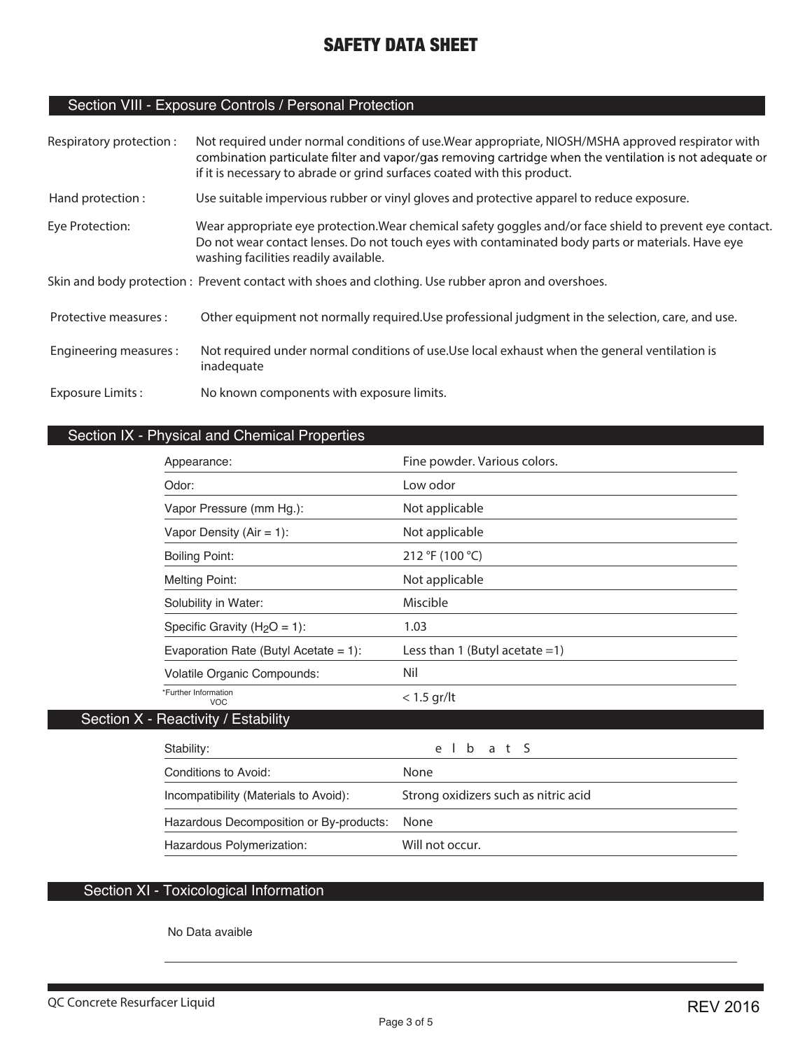# SAFETY DATA SHEET

## Section VIII - Exposure Controls / Personal Protection

**Respiratory protection :** Not required under normal conditions of use.Wear appropriate, NIOSH/MSHA approved respirator with combination particulate filter and vapor/gas removing cartridge when the ventilation is not adequate or if it is necessary to abrade or grind surfaces coated with this product.

**Hand protection :** Use suitable impervious rubber or vinyl gloves and protective apparel to reduce exposure.

**Eye Protection:** Wear appropriate eye protection.Wear chemical safety goggles and/or face shield to prevent eye contact. Do not wear contact lenses. Do not touch eyes with contaminated body parts or materials. Have eye washing facilities readily available.

**Skin and body protection :** Prevent contact with shoes and clothing. Use rubber apron and overshoes.

**Protective measures :** Other equipment not normally required.Use professional judgment in the selection, care, and use.

**Engineering measures :** Not required under normal conditions of use.Use local exhaust when the general ventilation is inadequate

**Exposure Limits :** No known components with exposure limits.

## Section IX - Physical and Chemical Properties

| Property | Value |
|---|---|
| Appearance: | Fine powder. Various colors. |
| Odor: | Low odor |
| Vapor Pressure (mm Hg.): | Not applicable |
| Vapor Density (Air = 1): | Not applicable |
| Boiling Point: | 212 °F (100 °C) |
| Melting Point: | Not applicable |
| Solubility in Water: | Miscible |
| Specific Gravity ($H_2O$ = 1): | 1.03 |
| Evaporation Rate (Butyl Acetate = 1): | Less than 1 (Butyl acetate =1) |
| Volatile Organic Compounds: | Nil |
| *Further Information VOC | < 1.5 gr/lt |

## Section X - Reactivity / Estability

| Property | Value |
|---|---|
| Stability: | e l b a t S |
| Conditions to Avoid: | None |
| Incompatibility (Materials to Avoid): | Strong oxidizers such as nitric acid |
| Hazardous Decomposition or By-products: | None |
| Hazardous Polymerization: | Will not occur. |

## Section XI - Toxicological Information

No Data avaible

QC Concrete Resurfacer Liquid

REV 2016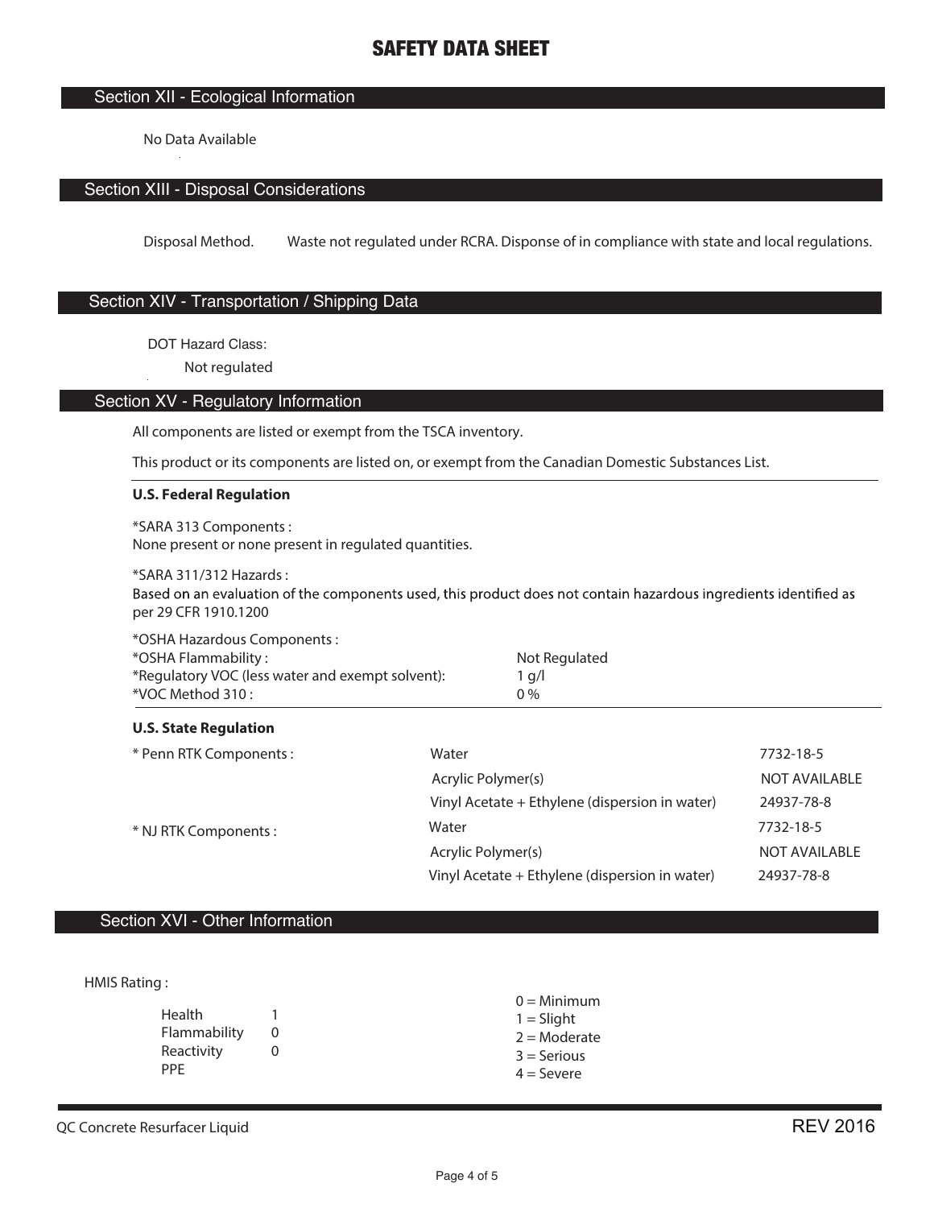## Section XII - Ecological Information

No Data Available

## Section XIII - Disposal Considerations

Disposal Method. Waste not regulated under RCRA. Disponse of in compliance with state and local regulations.

## Section XIV - Transportation / Shipping Data

DOT Hazard Class:

Not regulated

## Section XV - Regulatory Information

All components are listed or exempt from the TSCA inventory.

This product or its components are listed on, or exempt from the Canadian Domestic Substances List.

**U.S. Federal Regulation**

*SARA 313 Components :
None present or none present in regulated quantities.

*SARA 311/312 Hazards :
Based on an evaluation of the components used, this product does not contain hazardous ingredients identified as per 29 CFR 1910.1200

| | |
|---|---|
| *OSHA Hazardous Components : | |
| *OSHA Flammability : | Not Regulated |
| *Regulatory VOC (less water and exempt solvent): | 1 g/l |
| *VOC Method 310 : | 0 % |

**U.S. State Regulation**

| | | |
|---|---|---|
| * Penn RTK Components : | Water | 7732-18-5 |
| | Acrylic Polymer(s) | NOT AVAILABLE |
| | Vinyl Acetate + Ethylene (dispersion in water) | 24937-78-8 |
| * NJ RTK Components : | Water | 7732-18-5 |
| | Acrylic Polymer(s) | NOT AVAILABLE |
| | Vinyl Acetate + Ethylene (dispersion in water) | 24937-78-8 |

## Section XVI - Other Information

HMIS Rating :

| | |
|---|---|
| Health | 1 |
| Flammability | 0 |
| Reactivity | 0 |
| PPE | |

0 = Minimum
1 = Slight
2 = Moderate
3 = Serious
4 = Severe

QC Concrete Resurfacer Liquid

REV 2016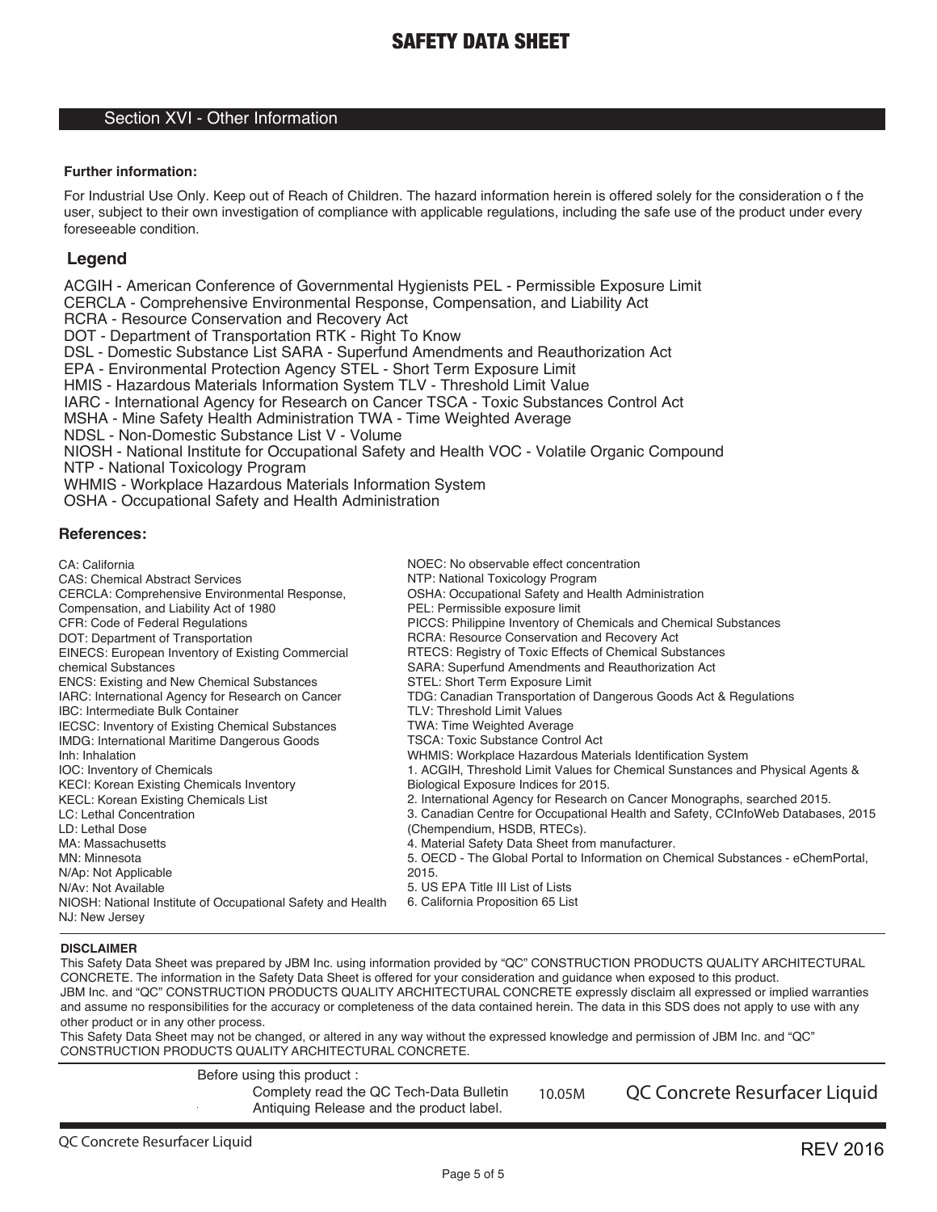# SAFETY DATA SHEET

## Section XVI - Other Information

**Further information:**

For Industrial Use Only. Keep out of Reach of Children. The hazard information herein is offered solely for the consideration o f the user, subject to their own investigation of compliance with applicable regulations, including the safe use of the product under every foreseeable condition.

### Legend

ACGIH - American Conference of Governmental Hygienists PEL - Permissible Exposure Limit
CERCLA - Comprehensive Environmental Response, Compensation, and Liability Act
RCRA - Resource Conservation and Recovery Act
DOT - Department of Transportation RTK - Right To Know
DSL - Domestic Substance List SARA - Superfund Amendments and Reauthorization Act
EPA - Environmental Protection Agency STEL - Short Term Exposure Limit
HMIS - Hazardous Materials Information System TLV - Threshold Limit Value
IARC - International Agency for Research on Cancer TSCA - Toxic Substances Control Act
MSHA - Mine Safety Health Administration TWA - Time Weighted Average
NDSL - Non-Domestic Substance List V - Volume
NIOSH - National Institute for Occupational Safety and Health VOC - Volatile Organic Compound
NTP - National Toxicology Program
WHMIS - Workplace Hazardous Materials Information System
OSHA - Occupational Safety and Health Administration

**References:**

CA: California
CAS: Chemical Abstract Services
CERCLA: Comprehensive Environmental Response, Compensation, and Liability Act of 1980
CFR: Code of Federal Regulations
DOT: Department of Transportation
EINECS: European Inventory of Existing Commercial chemical Substances
ENCS: Existing and New Chemical Substances
IARC: International Agency for Research on Cancer
IBC: Intermediate Bulk Container
IECSC: Inventory of Existing Chemical Substances
IMDG: International Maritime Dangerous Goods
Inh: Inhalation
IOC: Inventory of Chemicals
KECI: Korean Existing Chemicals Inventory
KECL: Korean Existing Chemicals List
LC: Lethal Concentration
LD: Lethal Dose
MA: Massachusetts
MN: Minnesota
N/Ap: Not Applicable
N/Av: Not Available
NIOSH: National Institute of Occupational Safety and Health
NJ: New Jersey
NOEC: No observable effect concentration
NTP: National Toxicology Program
OSHA: Occupational Safety and Health Administration
PEL: Permissible exposure limit
PICCS: Philippine Inventory of Chemicals and Chemical Substances
RCRA: Resource Conservation and Recovery Act
RTECS: Registry of Toxic Effects of Chemical Substances
SARA: Superfund Amendments and Reauthorization Act
STEL: Short Term Exposure Limit
TDG: Canadian Transportation of Dangerous Goods Act & Regulations
TLV: Threshold Limit Values
TWA: Time Weighted Average
TSCA: Toxic Substance Control Act
WHMIS: Workplace Hazardous Materials Identification System

1. ACGIH, Threshold Limit Values for Chemical Sunstances and Physical Agents & Biological Exposure Indices for 2015.
2. International Agency for Research on Cancer Monographs, searched 2015.
3. Canadian Centre for Occupational Health and Safety, CCInfoWeb Databases, 2015 (Chempendium, HSDB, RTECs).
4. Material Safety Data Sheet from manufacturer.
5. OECD - The Global Portal to Information on Chemical Substances - eChemPortal, 2015.
5. US EPA Title III List of Lists
6. California Proposition 65 List

**DISCLAIMER**

This Safety Data Sheet was prepared by JBM Inc. using information provided by "QC" CONSTRUCTION PRODUCTS QUALITY ARCHITECTURAL CONCRETE. The information in the Safety Data Sheet is offered for your consideration and guidance when exposed to this product. JBM Inc. and "QC" CONSTRUCTION PRODUCTS QUALITY ARCHITECTURAL CONCRETE expressly disclaim all expressed or implied warranties and assume no responsibilities for the accuracy or completeness of the data contained herein. The data in this SDS does not apply to use with any other product or in any other process.
This Safety Data Sheet may not be changed, or altered in any way without the expressed knowledge and permission of JBM Inc. and "QC" CONSTRUCTION PRODUCTS QUALITY ARCHITECTURAL CONCRETE.

Before using this product :
Complety read the QC Tech-Data Bulletin Antiquing Release and the product label.

10.05M

QC Concrete Resurfacer Liquid

QC Concrete Resurfacer Liquid

REV 2016